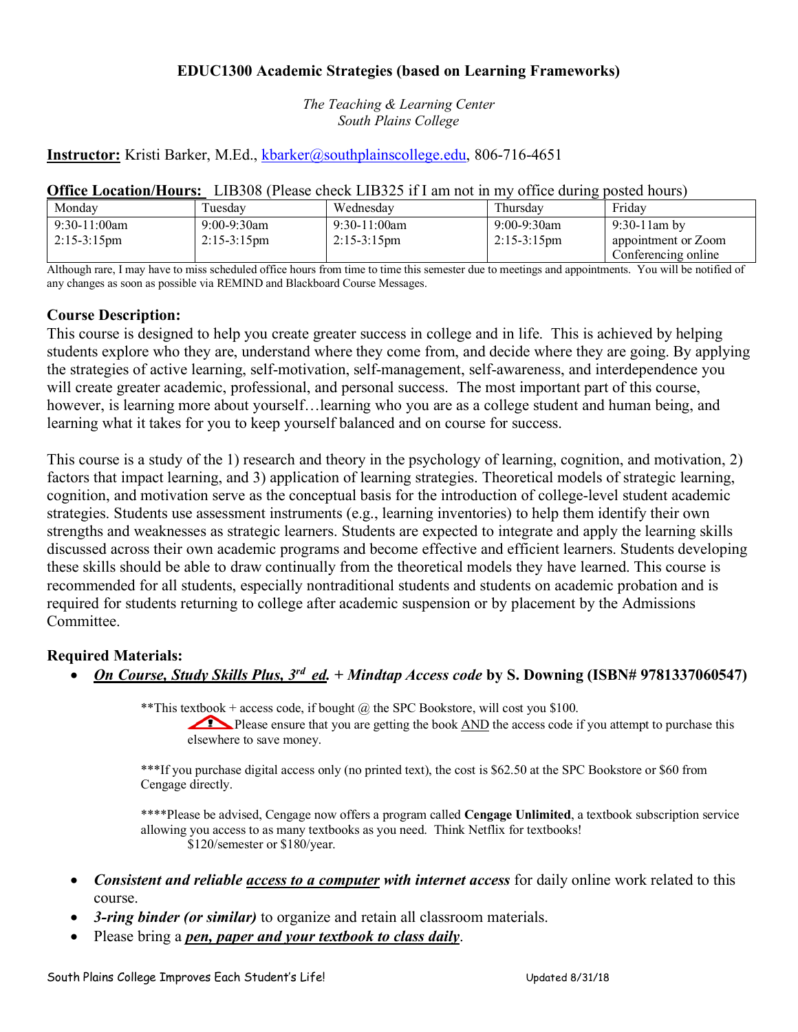# EDUC1300 Academic Strategies (based on Learning Frameworks)

*The Teaching & Learning Center*
*South Plains College*

**Instructor:** Kristi Barker, M.Ed., kbarker@southplainscollege.edu, 806-716-4651

**Office Location/Hours:** LIB308 (Please check LIB325 if I am not in my office during posted hours)

| Monday | Tuesday | Wednesday | Thursday | Friday |
|---|---|---|---|---|
| 9:30-11:00am<br>2:15-3:15pm | 9:00-9:30am<br>2:15-3:15pm | 9:30-11:00am<br>2:15-3:15pm | 9:00-9:30am<br>2:15-3:15pm | 9:30-11am by appointment or Zoom Conferencing online |

Although rare, I may have to miss scheduled office hours from time to time this semester due to meetings and appointments. You will be notified of any changes as soon as possible via REMIND and Blackboard Course Messages.

## Course Description:

This course is designed to help you create greater success in college and in life. This is achieved by helping students explore who they are, understand where they come from, and decide where they are going. By applying the strategies of active learning, self-motivation, self-management, self-awareness, and interdependence you will create greater academic, professional, and personal success. The most important part of this course, however, is learning more about yourself…learning who you are as a college student and human being, and learning what it takes for you to keep yourself balanced and on course for success.

This course is a study of the 1) research and theory in the psychology of learning, cognition, and motivation, 2) factors that impact learning, and 3) application of learning strategies. Theoretical models of strategic learning, cognition, and motivation serve as the conceptual basis for the introduction of college-level student academic strategies. Students use assessment instruments (e.g., learning inventories) to help them identify their own strengths and weaknesses as strategic learners. Students are expected to integrate and apply the learning skills discussed across their own academic programs and become effective and efficient learners. Students developing these skills should be able to draw continually from the theoretical models they have learned. This course is recommended for all students, especially nontraditional students and students on academic probation and is required for students returning to college after academic suspension or by placement by the Admissions Committee.

## Required Materials:

- ***On Course, Study Skills Plus, 3rd ed. + Mindtap Access code*** **by S. Downing (ISBN# 9781337060547)**

  **This textbook + access code, if bought @ the SPC Bookstore, will cost you $100.
  Please ensure that you are getting the book AND the access code if you attempt to purchase this elsewhere to save money.

  ***If you purchase digital access only (no printed text), the cost is $62.50 at the SPC Bookstore or $60 from Cengage directly.

  ****Please be advised, Cengage now offers a program called **Cengage Unlimited**, a textbook subscription service allowing you access to as many textbooks as you need. Think Netflix for textbooks!
  $120/semester or $180/year.

- ***Consistent and reliable access to a computer with internet access*** for daily online work related to this course.
- ***3-ring binder (or similar)*** to organize and retain all classroom materials.
- Please bring a ***pen, paper and your textbook to class daily***.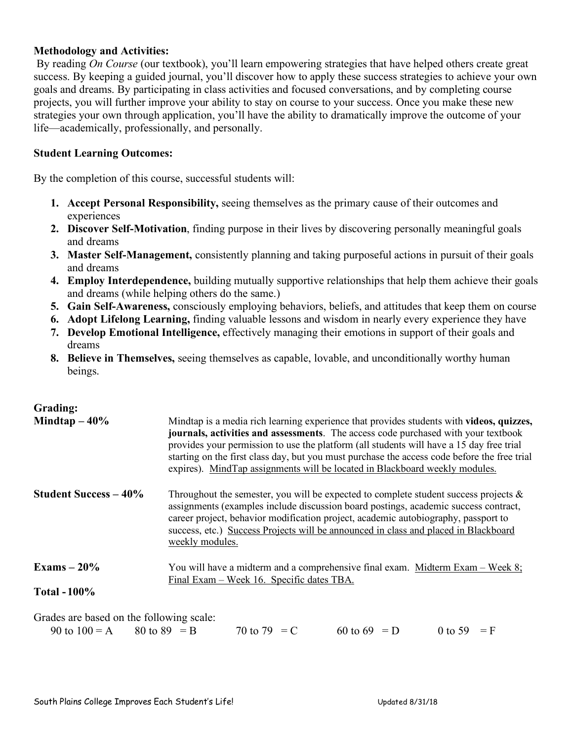**Methodology and Activities:**

By reading *On Course* (our textbook), you'll learn empowering strategies that have helped others create great success. By keeping a guided journal, you'll discover how to apply these success strategies to achieve your own goals and dreams. By participating in class activities and focused conversations, and by completing course projects, you will further improve your ability to stay on course to your success. Once you make these new strategies your own through application, you'll have the ability to dramatically improve the outcome of your life—academically, professionally, and personally.

**Student Learning Outcomes:**

By the completion of this course, successful students will:

1. **Accept Personal Responsibility,** seeing themselves as the primary cause of their outcomes and experiences
2. **Discover Self-Motivation**, finding purpose in their lives by discovering personally meaningful goals and dreams
3. **Master Self-Management,** consistently planning and taking purposeful actions in pursuit of their goals and dreams
4. **Employ Interdependence,** building mutually supportive relationships that help them achieve their goals and dreams (while helping others do the same.)
5. **Gain Self-Awareness,** consciously employing behaviors, beliefs, and attitudes that keep them on course
6. **Adopt Lifelong Learning,** finding valuable lessons and wisdom in nearly every experience they have
7. **Develop Emotional Intelligence,** effectively managing their emotions in support of their goals and dreams
8. **Believe in Themselves,** seeing themselves as capable, lovable, and unconditionally worthy human beings.

**Grading:**

**Mindtap – 40%**
Mindtap is a media rich learning experience that provides students with **videos, quizzes, journals, activities and assessments**. The access code purchased with your textbook provides your permission to use the platform (all students will have a 15 day free trial starting on the first class day, but you must purchase the access code before the free trial expires). MindTap assignments will be located in Blackboard weekly modules.

**Student Success – 40%**
Throughout the semester, you will be expected to complete student success projects & assignments (examples include discussion board postings, academic success contract, career project, behavior modification project, academic autobiography, passport to success, etc.) Success Projects will be announced in class and placed in Blackboard weekly modules.

**Exams – 20%**
You will have a midterm and a comprehensive final exam. Midterm Exam – Week 8; Final Exam – Week 16. Specific dates TBA.

**Total - 100%**

Grades are based on the following scale:

| 90 to 100 = A | 80 to 89 = B | 70 to 79 = C | 60 to 69 = D | 0 to 59 = F |
|---|---|---|---|---|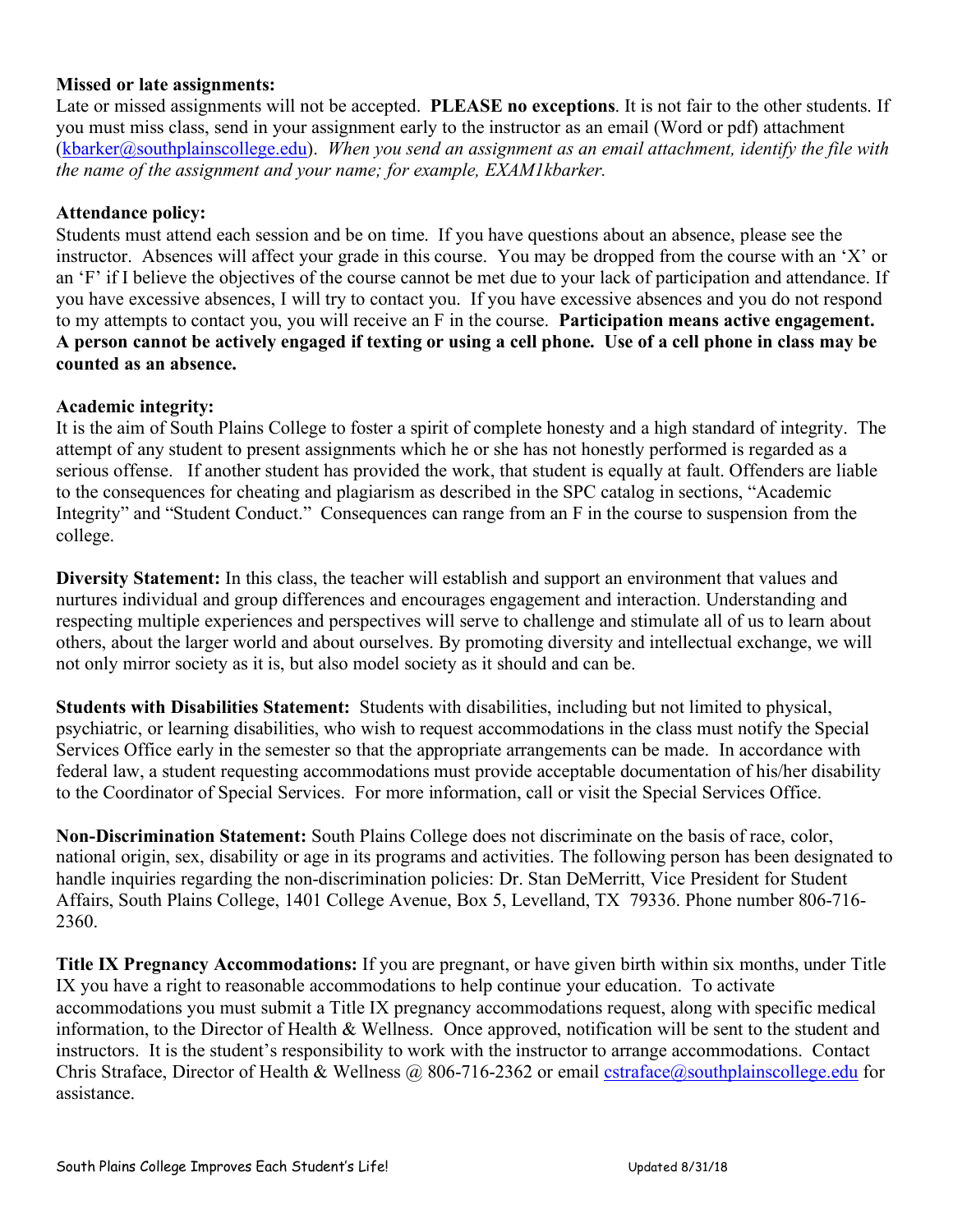**Missed or late assignments:**
Late or missed assignments will not be accepted. **PLEASE no exceptions**. It is not fair to the other students. If you must miss class, send in your assignment early to the instructor as an email (Word or pdf) attachment (kbarker@southplainscollege.edu). *When you send an assignment as an email attachment, identify the file with the name of the assignment and your name; for example, EXAM1kbarker.*

**Attendance policy:**
Students must attend each session and be on time. If you have questions about an absence, please see the instructor. Absences will affect your grade in this course. You may be dropped from the course with an 'X' or an 'F' if I believe the objectives of the course cannot be met due to your lack of participation and attendance. If you have excessive absences, I will try to contact you. If you have excessive absences and you do not respond to my attempts to contact you, you will receive an F in the course. **Participation means active engagement. A person cannot be actively engaged if texting or using a cell phone. Use of a cell phone in class may be counted as an absence.**

**Academic integrity:**
It is the aim of South Plains College to foster a spirit of complete honesty and a high standard of integrity. The attempt of any student to present assignments which he or she has not honestly performed is regarded as a serious offense. If another student has provided the work, that student is equally at fault. Offenders are liable to the consequences for cheating and plagiarism as described in the SPC catalog in sections, "Academic Integrity" and "Student Conduct." Consequences can range from an F in the course to suspension from the college.

**Diversity Statement:** In this class, the teacher will establish and support an environment that values and nurtures individual and group differences and encourages engagement and interaction. Understanding and respecting multiple experiences and perspectives will serve to challenge and stimulate all of us to learn about others, about the larger world and about ourselves. By promoting diversity and intellectual exchange, we will not only mirror society as it is, but also model society as it should and can be.

**Students with Disabilities Statement:** Students with disabilities, including but not limited to physical, psychiatric, or learning disabilities, who wish to request accommodations in the class must notify the Special Services Office early in the semester so that the appropriate arrangements can be made. In accordance with federal law, a student requesting accommodations must provide acceptable documentation of his/her disability to the Coordinator of Special Services. For more information, call or visit the Special Services Office.

**Non-Discrimination Statement:** South Plains College does not discriminate on the basis of race, color, national origin, sex, disability or age in its programs and activities. The following person has been designated to handle inquiries regarding the non-discrimination policies: Dr. Stan DeMerritt, Vice President for Student Affairs, South Plains College, 1401 College Avenue, Box 5, Levelland, TX 79336. Phone number 806-716-2360.

**Title IX Pregnancy Accommodations:** If you are pregnant, or have given birth within six months, under Title IX you have a right to reasonable accommodations to help continue your education. To activate accommodations you must submit a Title IX pregnancy accommodations request, along with specific medical information, to the Director of Health & Wellness. Once approved, notification will be sent to the student and instructors. It is the student's responsibility to work with the instructor to arrange accommodations. Contact Chris Straface, Director of Health & Wellness @ 806-716-2362 or email cstraface@southplainscollege.edu for assistance.